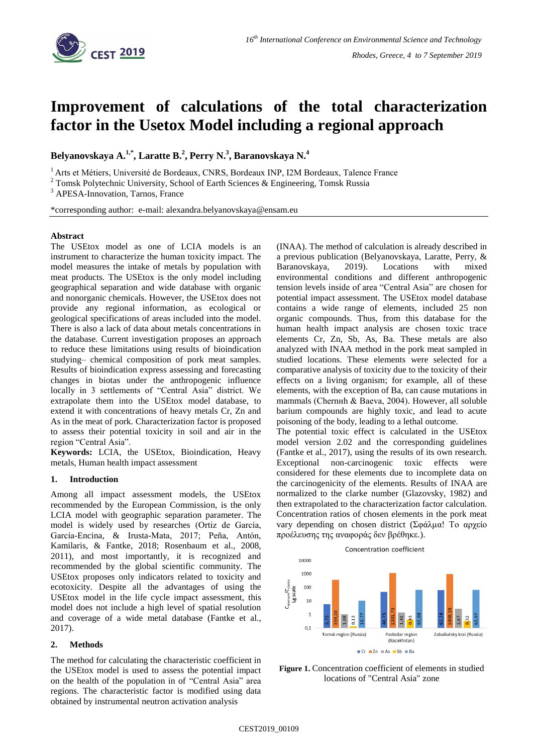# Improvement of calculations of the total characterization factor in the Usetox Model including a regional approach

**Belyanovskaya A.[1,*], Laratte B.[2], Perry N.[3], Baranovskaya N.[4]**

[1] Arts et Métiers, Université de Bordeaux, CNRS, Bordeaux INP, I2M Bordeaux, Talence France
[2] Tomsk Polytechnic University, School of Earth Sciences & Engineering, Tomsk Russia
[3] APESA-Innovation, Tarnos, France

*corresponding author: e-mail: alexandra.belyanovskaya@ensam.eu

## Abstract

The USEtox model as one of LCIA models is an instrument to characterize the human toxicity impact. The model measures the intake of metals by population with meat products. The USEtox is the only model including geographical separation and wide database with organic and nonorganic chemicals. However, the USEtox does not provide any regional information, as ecological or geological specifications of areas included into the model. There is also a lack of data about metals concentrations in the database. Current investigation proposes an approach to reduce these limitations using results of bioindication studying– chemical composition of pork meat samples. Results of bioindication express assessing and forecasting changes in biotas under the anthropogenic influence locally in 3 settlements of "Central Asia" district. We extrapolate them into the USEtox model database, to extend it with concentrations of heavy metals Cr, Zn and As in the meat of pork. Characterization factor is proposed to assess their potential toxicity in soil and air in the region "Central Asia".

**Keywords:** LCIA, the USEtox, Bioindication, Heavy metals, Human health impact assessment

## 1. Introduction

Among all impact assessment models, the USEtox recommended by the European Commission, is the only LCIA model with geographic separation parameter. The model is widely used by researches (Ortiz de García, García-Encina, & Irusta-Mata, 2017; Peña, Antón, Kamilaris, & Fantke, 2018; Rosenbaum et al., 2008, 2011), and most importantly, it is recognized and recommended by the global scientific community. The USEtox proposes only indicators related to toxicity and ecotoxicity. Despite all the advantages of using the USEtox model in the life cycle impact assessment, this model does not include a high level of spatial resolution and coverage of a wide metal database (Fantke et al., 2017).

## 2. Methods

The method for calculating the characteristic coefficient in the USEtox model is used to assess the potential impact on the health of the population in of "Central Asia" area regions. The characteristic factor is modified using data obtained by instrumental neutron activation analysis (INAA). The method of calculation is already described in a previous publication (Belyanovskaya, Laratte, Perry, & Baranovskaya, 2019). Locations with mixed environmental conditions and different anthropogenic tension levels inside of area "Central Asia" are chosen for potential impact assessment. The USEtox model database contains a wide range of elements, included 25 non organic compounds. Thus, from this database for the human health impact analysis are chosen toxic trace elements Cr, Zn, Sb, As, Ba. These metals are also analyzed with INAA method in the pork meat sampled in studied locations. These elements were selected for a comparative analysis of toxicity due to the toxicity of their effects on a living organism; for example, all of these elements, with the exception of Ba, can cause mutations in mammals (Chernıнh & Baeva, 2004). However, all soluble barium compounds are highly toxic, and lead to acute poisoning of the body, leading to a lethal outcome.

The potential toxic effect is calculated in the USEtox model version 2.02 and the corresponding guidelines (Fantke et al., 2017), using the results of its own research. Exceptional non-carcinogenic toxic effects were considered for these elements due to incomplete data on the carcinogenicity of the elements. Results of INAA are normalized to the clarke number (Glazovsky, 1982) and then extrapolated to the characterization factor calculation. Concentration ratios of chosen elements in the pork meat vary depending on chosen district (Σφάλμα! Το αρχείο προέλευσης της αναφοράς δεν βρέθηκε.).

Concentration coefficient

| | Cr | Zn | As | Sb | Ba |
|---|---|---|---|---|---|
| Tomsk region (Russia) | 5,75 | 359,20 | 1,88 | 0,13 | 10,77 |
| Pavlodar region (Kazakhstan) | 46,75 | 1201,73 | 1,41 | 0,43 | 65,00 |
| Zabaikalsky krai (Russia) | 62,24 | 1008,18 | 2,67 | 0,32 | 65,97 |

**Figure 1.** Concentration coefficient of elements in studied locations of "Central Asia" zone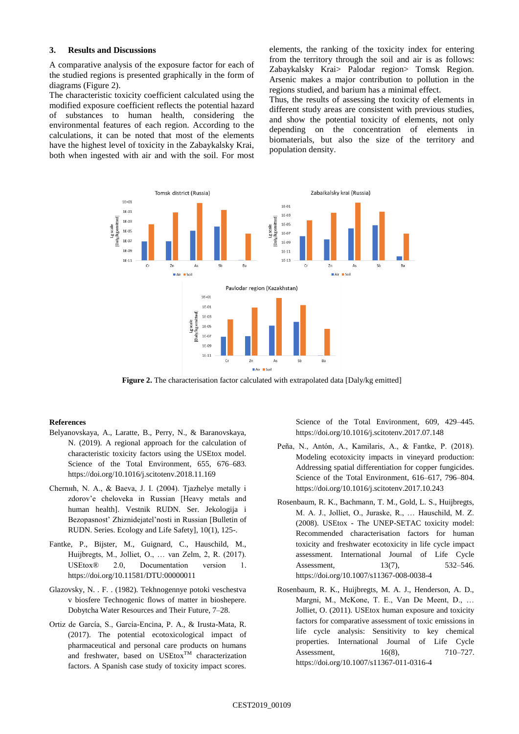## 3. Results and Discussions

A comparative analysis of the exposure factor for each of the studied regions is presented graphically in the form of diagrams (Figure 2).

The characteristic toxicity coefficient calculated using the modified exposure coefficient reflects the potential hazard of substances to human health, considering the environmental features of each region. According to the calculations, it can be noted that most of the elements have the highest level of toxicity in the Zabaykalsky Krai, both when ingested with air and with the soil. For most elements, the ranking of the toxicity index for entering from the territory through the soil and air is as follows: Zabaykalsky Krai> Palodar region> Tomsk Region. Arsenic makes a major contribution to pollution in the regions studied, and barium has a minimal effect.

Thus, the results of assessing the toxicity of elements in different study areas are consistent with previous studies, and show the potential toxicity of elements, not only depending on the concentration of elements in biomaterials, but also the size of the territory and population density.

Tomsk district (Russia)

1E+01
1E-01
1E-03
1E-05
1E-07
1E-09
1E-11

Lg scale [Daly/kg emitted]

Cr Zn As Sb Ba

Air Soil

Zabaikalsky krai (Russia)

1E-01
1E-03
1E-05
1E-07
1E-09
1E-11
1E-13

Lg scale [Daly/kg emitted]

Cr Zn As Sb Ba

Air Soil

Pavlodar region (Kazakhstan)

1E+01
1E-01
1E-03
1E-05
1E-07
1E-09
1E-11

Lg scale [Daly/kg emitted]

Cr Zn As Sb Ba

Air Soil

**Figure 2.** The characterisation factor calculated with extrapolated data [Daly/kg emitted]

**References**

Belyanovskaya, A., Laratte, B., Perry, N., & Baranovskaya, N. (2019). A regional approach for the calculation of characteristic toxicity factors using the USEtox model. Science of the Total Environment, 655, 676–683. https://doi.org/10.1016/j.scitotenv.2018.11.169

Chernнh, N. A., & Baeva, J. I. (2004). Tjazhelye metally i zdorov'e cheloveka in Russian [Heavy metals and human health]. Vestnik RUDN. Ser. Jekologija i Bezopasnost' Zhiznidejatel'nosti in Russian [Bulletin of RUDN. Series. Ecology and Life Safety], 10(1), 125-.

Fantke, P., Bijster, M., Guignard, C., Hauschild, M., Huijbregts, M., Jolliet, O., … van Zelm, 2, R. (2017). USEtox® 2.0, Documentation version 1. https://doi.org/10.11581/DTU:00000011

Glazovsky, N. . F. . (1982). Tekhnogennye potoki veschestva v biosfere Technogenic flows of matter in bioshepere. Dobytcha Water Resources and Their Future, 7–28.

Ortiz de García, S., García-Encina, P. A., & Irusta-Mata, R. (2017). The potential ecotoxicological impact of pharmaceutical and personal care products on humans and freshwater, based on USEtox$^{TM}$ characterization factors. A Spanish case study of toxicity impact scores. Science of the Total Environment, 609, 429–445. https://doi.org/10.1016/j.scitotenv.2017.07.148

Peña, N., Antón, A., Kamilaris, A., & Fantke, P. (2018). Modeling ecotoxicity impacts in vineyard production: Addressing spatial differentiation for copper fungicides. Science of the Total Environment, 616–617, 796–804. https://doi.org/10.1016/j.scitotenv.2017.10.243

Rosenbaum, R. K., Bachmann, T. M., Gold, L. S., Huijbregts, M. A. J., Jolliet, O., Juraske, R., … Hauschild, M. Z. (2008). USEtox - The UNEP-SETAC toxicity model: Recommended characterisation factors for human toxicity and freshwater ecotoxicity in life cycle impact assessment. International Journal of Life Cycle Assessment, 13(7), 532–546. https://doi.org/10.1007/s11367-008-0038-4

Rosenbaum, R. K., Huijbregts, M. A. J., Henderson, A. D., Margni, M., McKone, T. E., Van De Meent, D., … Jolliet, O. (2011). USEtox human exposure and toxicity factors for comparative assessment of toxic emissions in life cycle analysis: Sensitivity to key chemical properties. International Journal of Life Cycle Assessment, 16(8), 710–727. https://doi.org/10.1007/s11367-011-0316-4